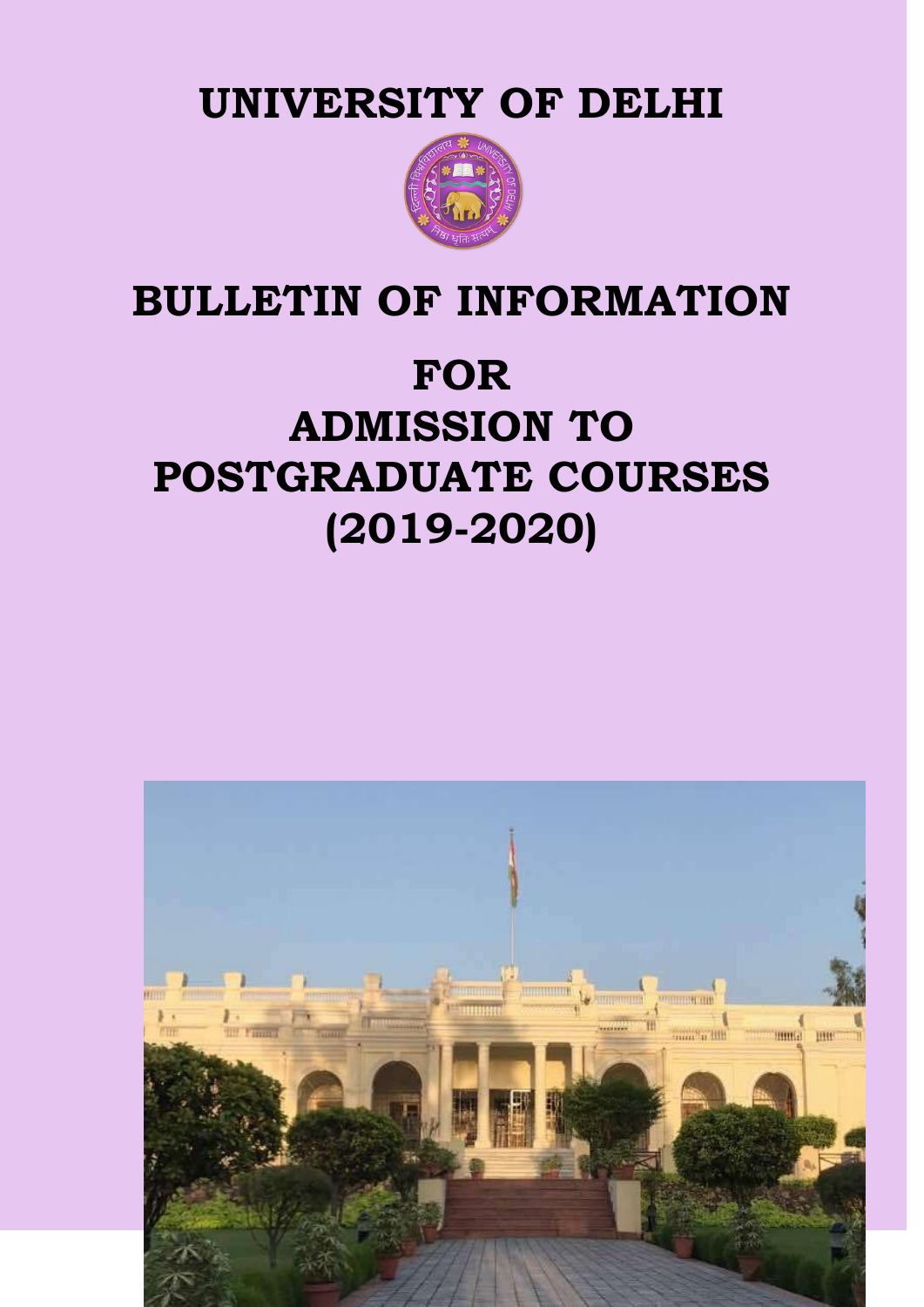# UNIVERSITY OF DELHI

# BULLETIN OF INFORMATION

# FOR
# ADMISSION TO
# POSTGRADUATE COURSES
# (2019-2020)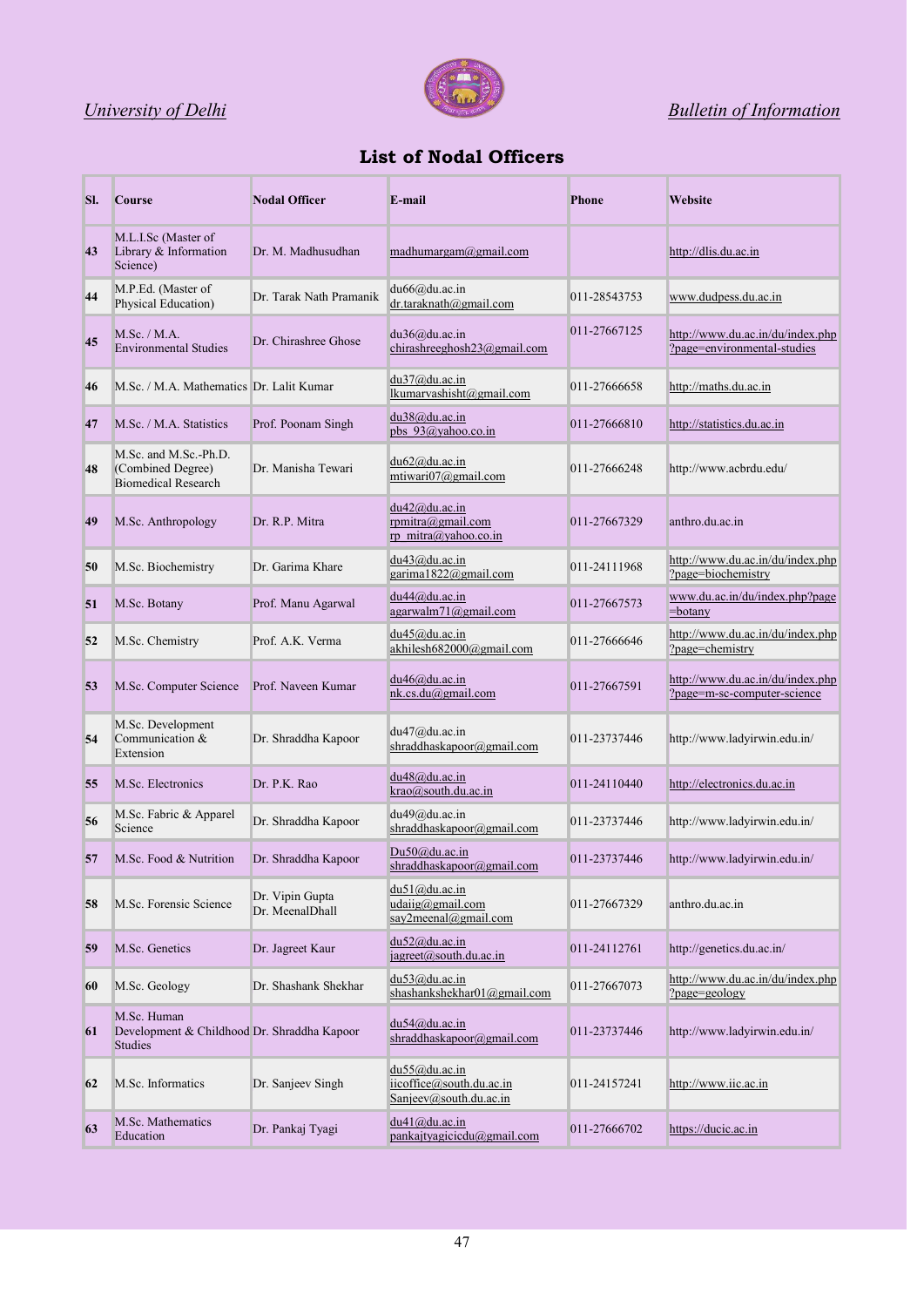## List of Nodal Officers

| Sl. | Course | Nodal Officer | E-mail | Phone | Website |
|---|---|---|---|---|---|
| 43 | M.L.I.Sc (Master of Library & Information Science) | Dr. M. Madhusudhan | madhumargam@gmail.com | | http://dlis.du.ac.in |
| 44 | M.P.Ed. (Master of Physical Education) | Dr. Tarak Nath Pramanik | du66@du.ac.in dr.taraknath@gmail.com | 011-28543753 | www.dudpess.du.ac.in |
| 45 | M.Sc. / M.A. Environmental Studies | Dr. Chirashree Ghose | du36@du.ac.in chirashreeghosh23@gmail.com | 011-27667125 | http://www.du.ac.in/du/index.php?page=environmental-studies |
| 46 | M.Sc. / M.A. Mathematics | Dr. Lalit Kumar | du37@du.ac.in lkumarvashisht@gmail.com | 011-27666658 | http://maths.du.ac.in |
| 47 | M.Sc. / M.A. Statistics | Prof. Poonam Singh | du38@du.ac.in pbs_93@yahoo.co.in | 011-27666810 | http://statistics.du.ac.in |
| 48 | M.Sc. and M.Sc.-Ph.D. (Combined Degree) Biomedical Research | Dr. Manisha Tewari | du62@du.ac.in mtiwari07@gmail.com | 011-27666248 | http://www.acbrdu.edu/ |
| 49 | M.Sc. Anthropology | Dr. R.P. Mitra | du42@du.ac.in rpmitra@gmail.com rp_mitra@yahoo.co.in | 011-27667329 | anthro.du.ac.in |
| 50 | M.Sc. Biochemistry | Dr. Garima Khare | du43@du.ac.in garima1822@gmail.com | 011-24111968 | http://www.du.ac.in/du/index.php?page=biochemistry |
| 51 | M.Sc. Botany | Prof. Manu Agarwal | du44@du.ac.in agarwalm71@gmail.com | 011-27667573 | www.du.ac.in/du/index.php?page=botany |
| 52 | M.Sc. Chemistry | Prof. A.K. Verma | du45@du.ac.in akhilesh682000@gmail.com | 011-27666646 | http://www.du.ac.in/du/index.php?page=chemistry |
| 53 | M.Sc. Computer Science | Prof. Naveen Kumar | du46@du.ac.in nk.cs.du@gmail.com | 011-27667591 | http://www.du.ac.in/du/index.php?page=m-sc-computer-science |
| 54 | M.Sc. Development Communication & Extension | Dr. Shraddha Kapoor | du47@du.ac.in shraddhaskapoor@gmail.com | 011-23737446 | http://www.ladyirwin.edu.in/ |
| 55 | M.Sc. Electronics | Dr. P.K. Rao | du48@du.ac.in krao@south.du.ac.in | 011-24110440 | http://electronics.du.ac.in |
| 56 | M.Sc. Fabric & Apparel Science | Dr. Shraddha Kapoor | du49@du.ac.in shraddhaskapoor@gmail.com | 011-23737446 | http://www.ladyirwin.edu.in/ |
| 57 | M.Sc. Food & Nutrition | Dr. Shraddha Kapoor | Du50@du.ac.in shraddhaskapoor@gmail.com | 011-23737446 | http://www.ladyirwin.edu.in/ |
| 58 | M.Sc. Forensic Science | Dr. Vipin Gupta Dr. MeenalDhall | du51@du.ac.in udaiig@gmail.com say2meenal@gmail.com | 011-27667329 | anthro.du.ac.in |
| 59 | M.Sc. Genetics | Dr. Jagreet Kaur | du52@du.ac.in jagreet@south.du.ac.in | 011-24112761 | http://genetics.du.ac.in/ |
| 60 | M.Sc. Geology | Dr. Shashank Shekhar | du53@du.ac.in shashankshekhar01@gmail.com | 011-27667073 | http://www.du.ac.in/du/index.php?page=geology |
| 61 | M.Sc. Human Development & Childhood Studies | Dr. Shraddha Kapoor | du54@du.ac.in shraddhaskapoor@gmail.com | 011-23737446 | http://www.ladyirwin.edu.in/ |
| 62 | M.Sc. Informatics | Dr. Sanjeev Singh | du55@du.ac.in iicoffice@south.du.ac.in Sanjeev@south.du.ac.in | 011-24157241 | http://www.iic.ac.in |
| 63 | M.Sc. Mathematics Education | Dr. Pankaj Tyagi | du41@du.ac.in pankajtyagicicdu@gmail.com | 011-27666702 | https://ducic.ac.in |